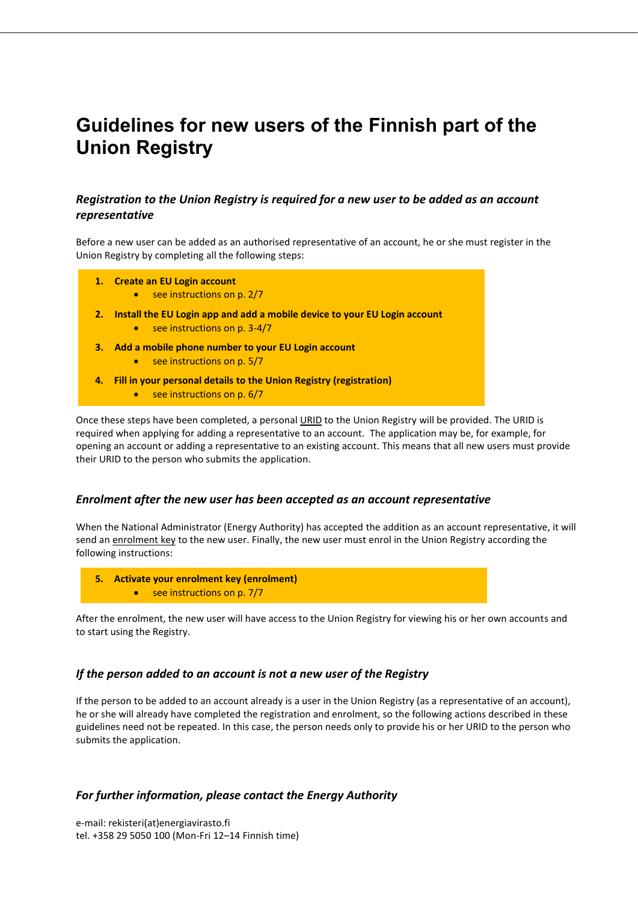# Guidelines for new users of the Finnish part of the Union Registry

### *Registration to the Union Registry is required for a new user to be added as an account representative*

Before a new user can be added as an authorised representative of an account, he or she must register in the Union Registry by completing all the following steps:

1. **Create an EU Login account**
   - see instructions on p. 2/7
2. **Install the EU Login app and add a mobile device to your EU Login account**
   - see instructions on p. 3-4/7
3. **Add a mobile phone number to your EU Login account**
   - see instructions on p. 5/7
4. **Fill in your personal details to the Union Registry (registration)**
   - see instructions on p. 6/7

Once these steps have been completed, a personal URID to the Union Registry will be provided. The URID is required when applying for adding a representative to an account. The application may be, for example, for opening an account or adding a representative to an existing account. This means that all new users must provide their URID to the person who submits the application.

### *Enrolment after the new user has been accepted as an account representative*

When the National Administrator (Energy Authority) has accepted the addition as an account representative, it will send an enrolment key to the new user. Finally, the new user must enrol in the Union Registry according the following instructions:

5. **Activate your enrolment key (enrolment)**
   - see instructions on p. 7/7

After the enrolment, the new user will have access to the Union Registry for viewing his or her own accounts and to start using the Registry.

### *If the person added to an account is not a new user of the Registry*

If the person to be added to an account already is a user in the Union Registry (as a representative of an account), he or she will already have completed the registration and enrolment, so the following actions described in these guidelines need not be repeated. In this case, the person needs only to provide his or her URID to the person who submits the application.

### *For further information, please contact the Energy Authority*

e-mail: rekisteri(at)energiavirasto.fi
tel. +358 29 5050 100 (Mon-Fri 12–14 Finnish time)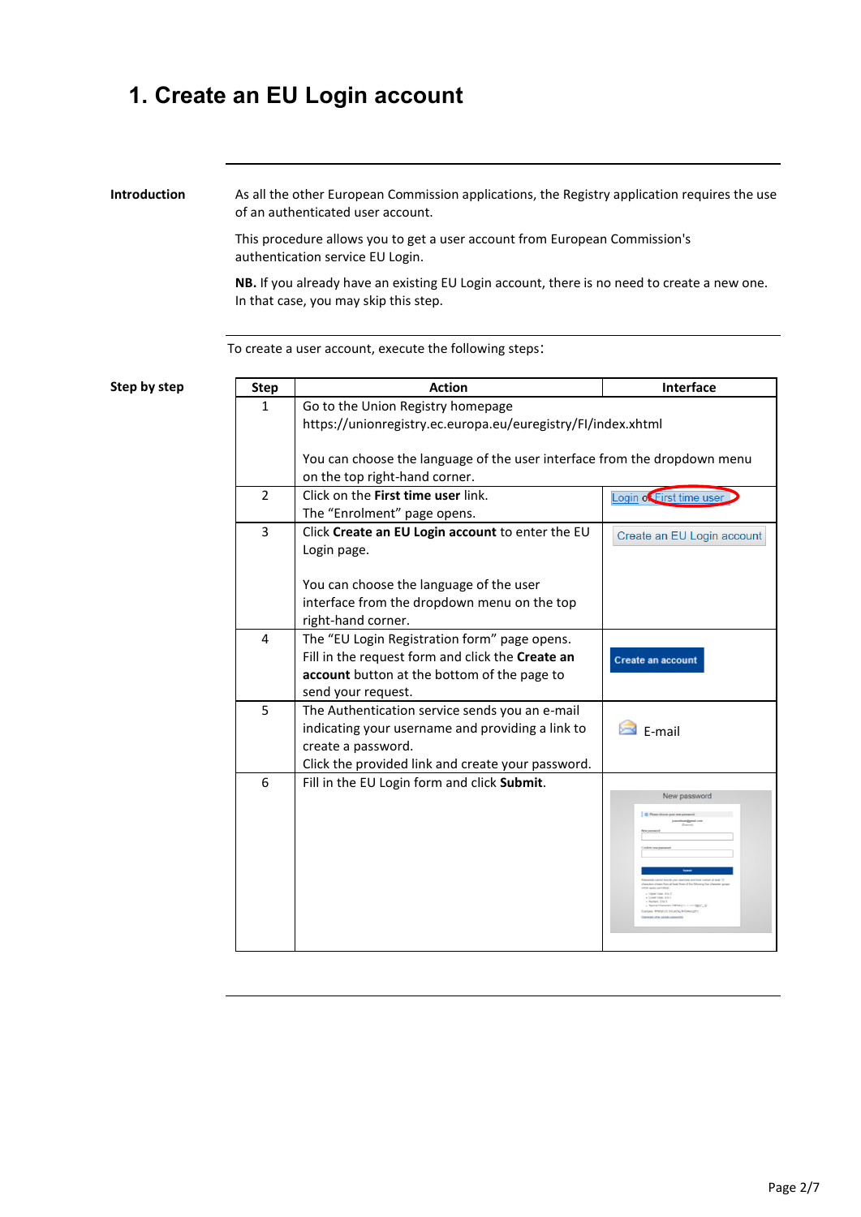# 1. Create an EU Login account

**Introduction**

As all the other European Commission applications, the Registry application requires the use of an authenticated user account.

This procedure allows you to get a user account from European Commission's authentication service EU Login.

**NB.** If you already have an existing EU Login account, there is no need to create a new one. In that case, you may skip this step.

To create a user account, execute the following steps:

**Step by step**

| Step | Action | Interface |
|---|---|---|
| 1 | Go to the Union Registry homepage https://unionregistry.ec.europa.eu/euregistry/FI/index.xhtml<br><br>You can choose the language of the user interface from the dropdown menu on the top right-hand corner. | |
| 2 | Click on the **First time user** link.<br>The "Enrolment" page opens. | Login or First time user |
| 3 | Click **Create an EU Login account** to enter the EU Login page.<br><br>You can choose the language of the user interface from the dropdown menu on the top right-hand corner. | Create an EU Login account |
| 4 | The "EU Login Registration form" page opens.<br>Fill in the request form and click the **Create an account** button at the bottom of the page to send your request. | Create an account |
| 5 | The Authentication service sends you an e-mail indicating your username and providing a link to create a password.<br>Click the provided link and create your password. | E-mail |
| 6 | Fill in the EU Login form and click **Submit**. | New password |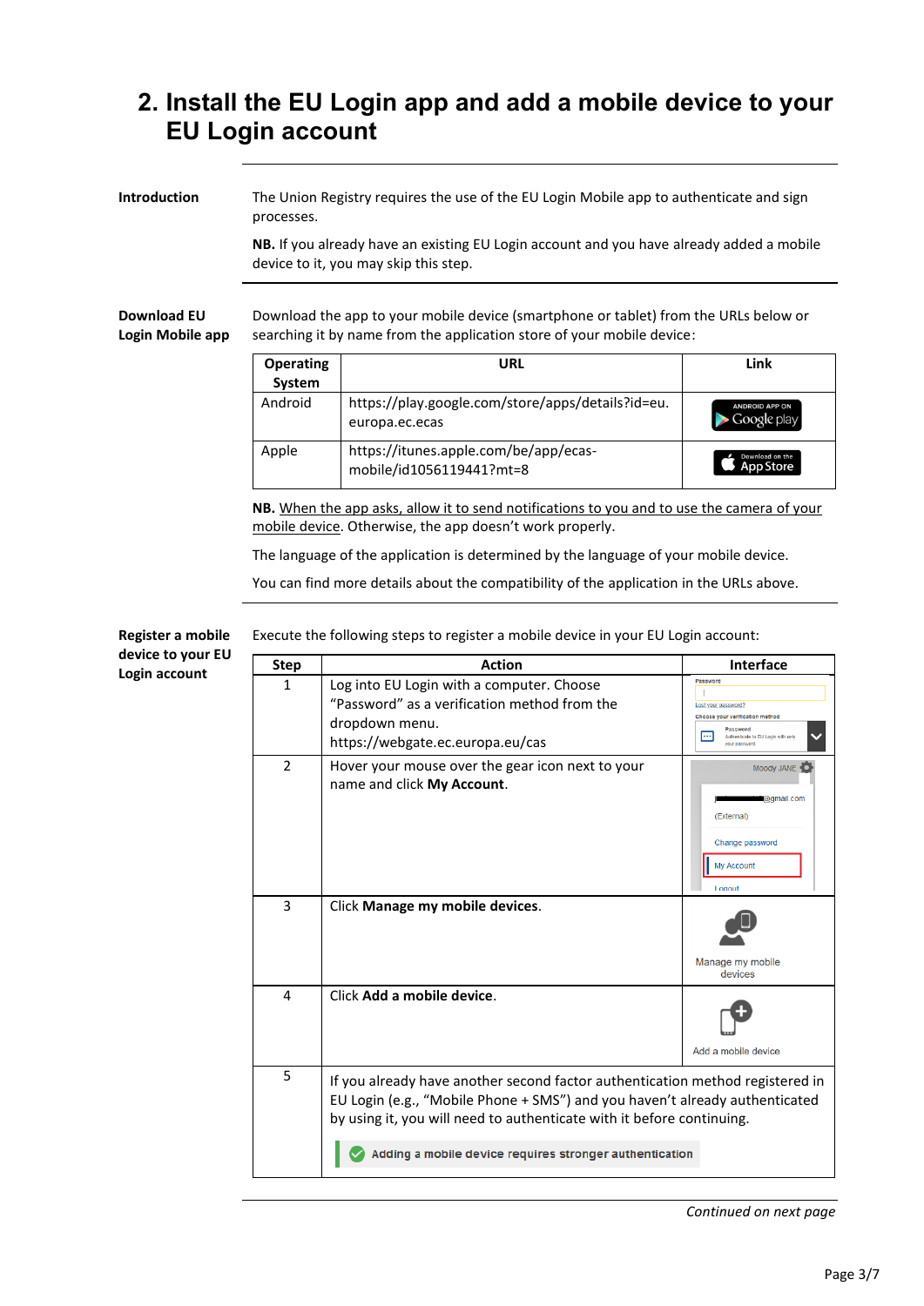# 2. Install the EU Login app and add a mobile device to your EU Login account

**Introduction**

The Union Registry requires the use of the EU Login Mobile app to authenticate and sign processes.

**NB.** If you already have an existing EU Login account and you have already added a mobile device to it, you may skip this step.

**Download EU Login Mobile app**

Download the app to your mobile device (smartphone or tablet) from the URLs below or searching it by name from the application store of your mobile device:

| Operating System | URL | Link |
|---|---|---|
| Android | https://play.google.com/store/apps/details?id=eu.europa.ec.ecas | ANDROID APP ON Google play |
| Apple | https://itunes.apple.com/be/app/ecas-mobile/id1056119441?mt=8 | Download on the App Store |

**NB.** When the app asks, allow it to send notifications to you and to use the camera of your mobile device. Otherwise, the app doesn't work properly.

The language of the application is determined by the language of your mobile device.

You can find more details about the compatibility of the application in the URLs above.

**Register a mobile device to your EU Login account**

Execute the following steps to register a mobile device in your EU Login account:

| Step | Action | Interface |
|---|---|---|
| 1 | Log into EU Login with a computer. Choose "Password" as a verification method from the dropdown menu. https://webgate.ec.europa.eu/cas | Password / Lost your password? / Choose your verification method / Password – Authenticate to EU Login with only your password |
| 2 | Hover your mouse over the gear icon next to your name and click **My Account**. | Moody JANE / @gmail.com / (External) / Change password / My Account / Logout |
| 3 | Click **Manage my mobile devices**. | Manage my mobile devices |
| 4 | Click **Add a mobile device**. | Add a mobile device |
| 5 | If you already have another second factor authentication method registered in EU Login (e.g., "Mobile Phone + SMS") and you haven't already authenticated by using it, you will need to authenticate with it before continuing. Adding a mobile device requires stronger authentication | |

*Continued on next page*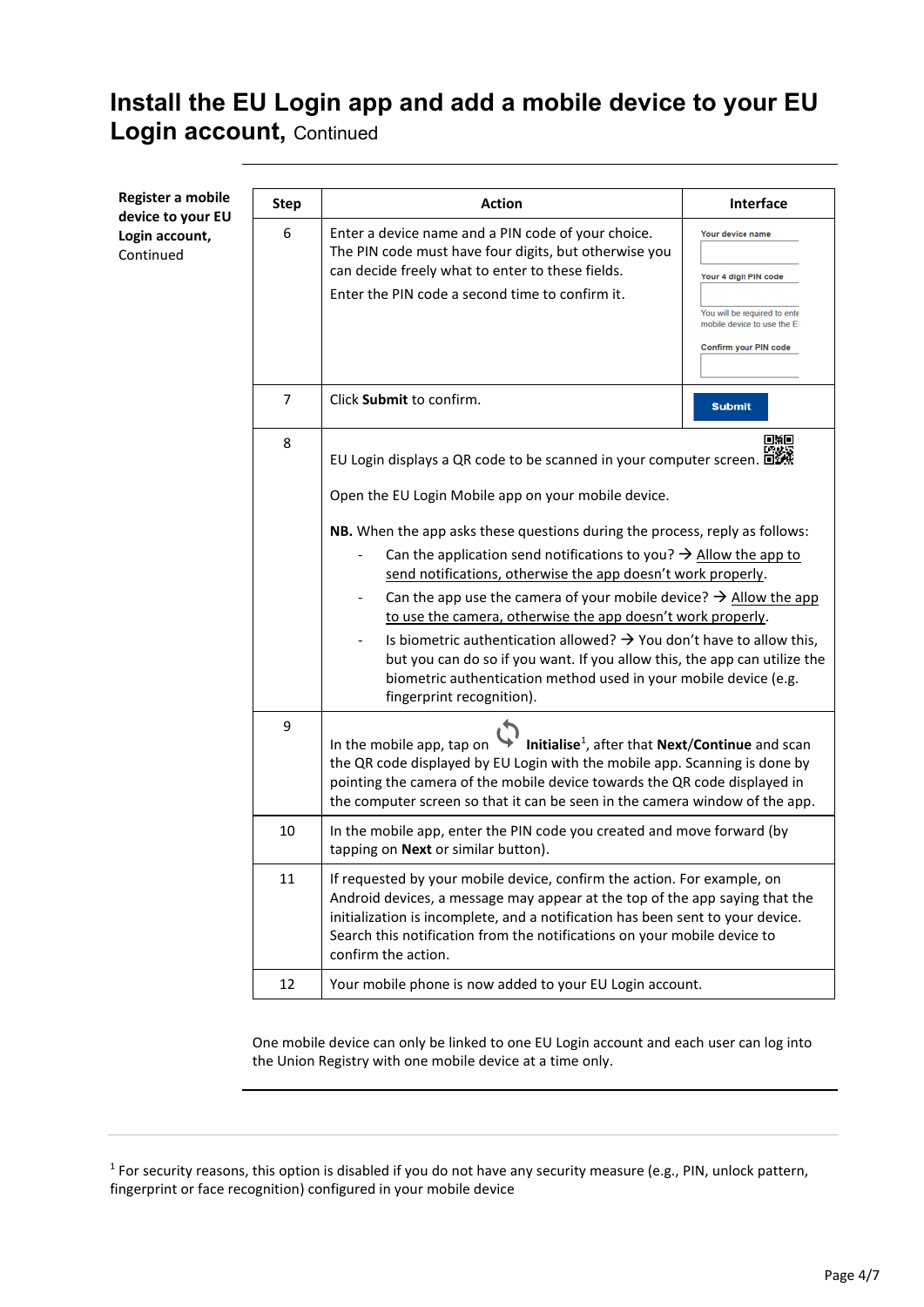# Install the EU Login app and add a mobile device to your EU Login account, Continued

**Register a mobile device to your EU Login account,** Continued

| Step | Action | Interface |
|---|---|---|
| 6 | Enter a device name and a PIN code of your choice. The PIN code must have four digits, but otherwise you can decide freely what to enter to these fields.<br><br>Enter the PIN code a second time to confirm it. | Your device name<br>Your 4 digit PIN code<br>You will be required to ente mobile device to use the E<br>Confirm your PIN code |
| 7 | Click **Submit** to confirm. | Submit |
| 8 | EU Login displays a QR code to be scanned in your computer screen.<br><br>Open the EU Login Mobile app on your mobile device.<br><br>**NB.** When the app asks these questions during the process, reply as follows:<br>- Can the application send notifications to you? → Allow the app to send notifications, otherwise the app doesn't work properly.<br>- Can the app use the camera of your mobile device? → Allow the app to use the camera, otherwise the app doesn't work properly.<br>- Is biometric authentication allowed? → You don't have to allow this, but you can do so if you want. If you allow this, the app can utilize the biometric authentication method used in your mobile device (e.g. fingerprint recognition). | |
| 9 | In the mobile app, tap on **Initialise**[1], after that **Next**/**Continue** and scan the QR code displayed by EU Login with the mobile app. Scanning is done by pointing the camera of the mobile device towards the QR code displayed in the computer screen so that it can be seen in the camera window of the app. | |
| 10 | In the mobile app, enter the PIN code you created and move forward (by tapping on **Next** or similar button). | |
| 11 | If requested by your mobile device, confirm the action. For example, on Android devices, a message may appear at the top of the app saying that the initialization is incomplete, and a notification has been sent to your device. Search this notification from the notifications on your mobile device to confirm the action. | |
| 12 | Your mobile phone is now added to your EU Login account. | |

One mobile device can only be linked to one EU Login account and each user can log into the Union Registry with one mobile device at a time only.

[1] For security reasons, this option is disabled if you do not have any security measure (e.g., PIN, unlock pattern, fingerprint or face recognition) configured in your mobile device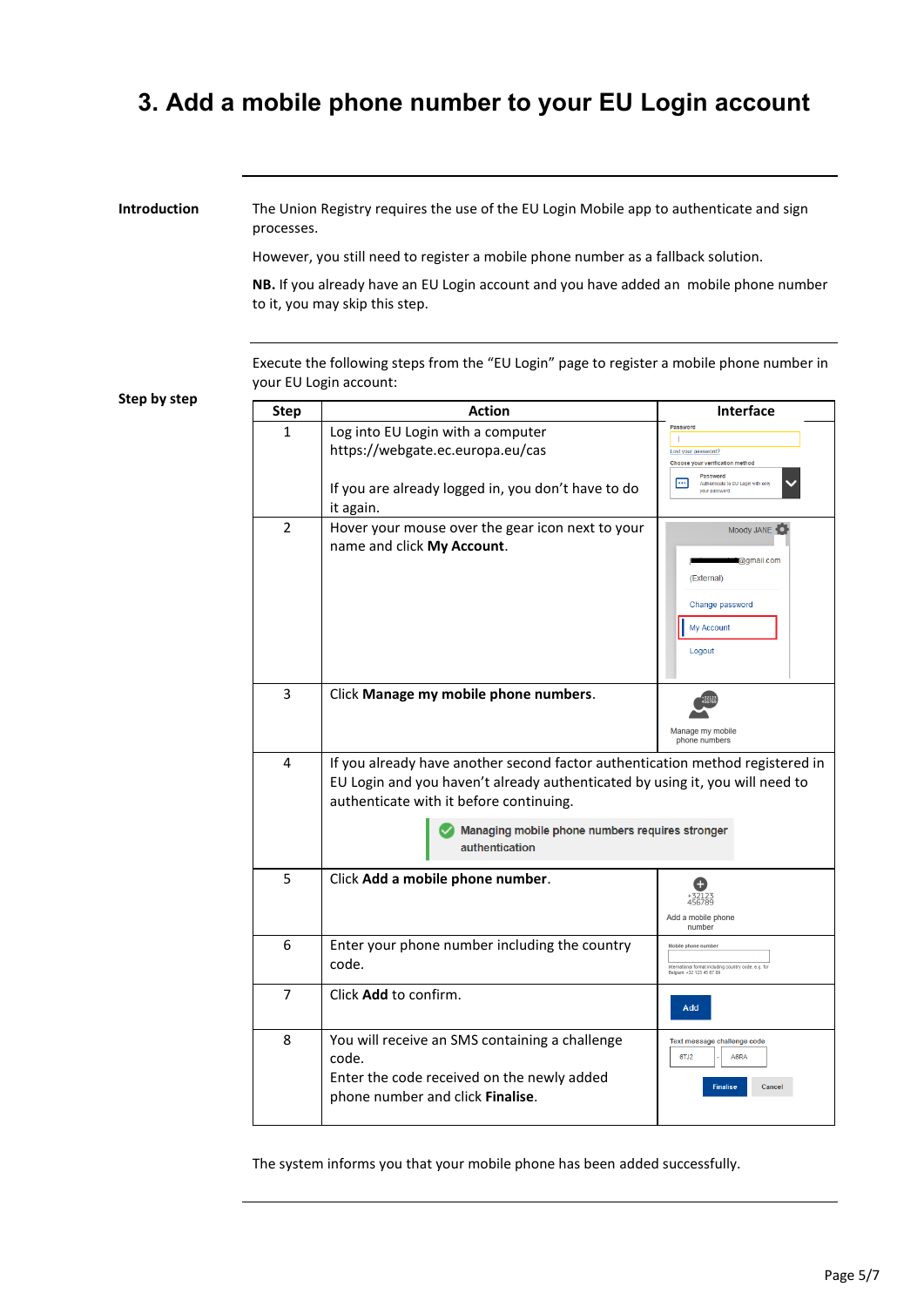## 3. Add a mobile phone number to your EU Login account

**Introduction**

The Union Registry requires the use of the EU Login Mobile app to authenticate and sign processes.

However, you still need to register a mobile phone number as a fallback solution.

**NB.** If you already have an EU Login account and you have added an mobile phone number to it, you may skip this step.

**Step by step**

Execute the following steps from the "EU Login" page to register a mobile phone number in your EU Login account:

| Step | Action | Interface |
|---|---|---|
| 1 | Log into EU Login with a computer https://webgate.ec.europa.eu/cas<br><br>If you are already logged in, you don't have to do it again. | Password<br>Lost your password?<br>Choose your verification method<br>Password<br>Authenticate to EU Login with only your password |
| 2 | Hover your mouse over the gear icon next to your name and click **My Account**. | Moody JANE<br>@gmail.com<br>(External)<br>Change password<br>My Account<br>Logout |
| 3 | Click **Manage my mobile phone numbers**. | Manage my mobile phone numbers |
| 4 | If you already have another second factor authentication method registered in EU Login and you haven't already authenticated by using it, you will need to authenticate with it before continuing.<br><br>Managing mobile phone numbers requires stronger authentication | |
| 5 | Click **Add a mobile phone number**. | +32123 456789<br>Add a mobile phone number |
| 6 | Enter your phone number including the country code. | Mobile phone number<br>International format including country code, e.g. for Belgium +32 123 45 67 89 |
| 7 | Click **Add** to confirm. | Add |
| 8 | You will receive an SMS containing a challenge code.<br>Enter the code received on the newly added phone number and click **Finalise**. | Text message challenge code<br>6TJ2 - A6RA<br>Finalise Cancel |

The system informs you that your mobile phone has been added successfully.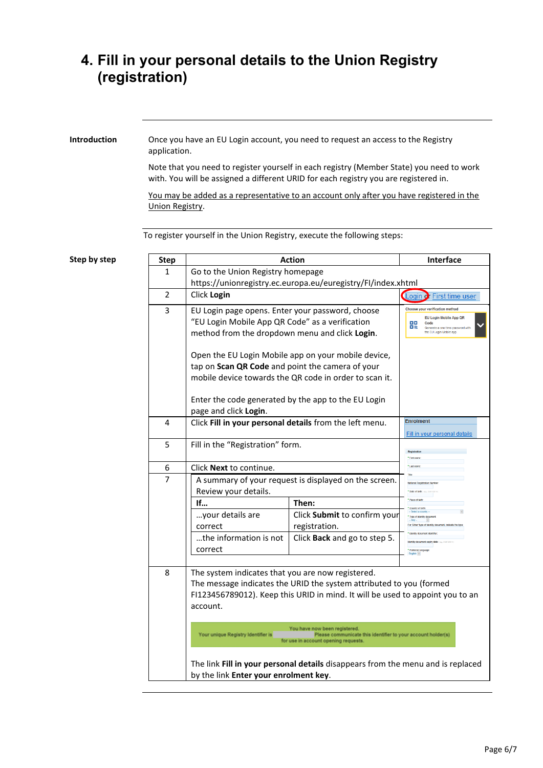# 4. Fill in your personal details to the Union Registry (registration)

**Introduction**

Once you have an EU Login account, you need to request an access to the Registry application.

Note that you need to register yourself in each registry (Member State) you need to work with. You will be assigned a different URID for each registry you are registered in.

You may be added as a representative to an account only after you have registered in the Union Registry.

To register yourself in the Union Registry, execute the following steps:

**Step by step**

| Step | Action | Interface |
|---|---|---|
| 1 | Go to the Union Registry homepage https://unionregistry.ec.europa.eu/euregistry/FI/index.xhtml | |
| 2 | Click **Login** | Login or First time user |
| 3 | EU Login page opens. Enter your password, choose "EU Login Mobile App QR Code" as a verification method from the dropdown menu and click **Login**.<br><br>Open the EU Login Mobile app on your mobile device, tap on **Scan QR Code** and point the camera of your mobile device towards the QR code in order to scan it.<br><br>Enter the code generated by the app to the EU Login page and click **Login**. | Choose your verification method<br>EU Login Mobile App QR Code<br>Generate a one-time-password with the EU Login Mobile app |
| 4 | Click **Fill in your personal details** from the left menu. | Enrolment<br>Fill in your personal details |
| 5 | Fill in the "Registration" form. | |
| 6 | Click **Next** to continue. | |
| 7 | A summary of your request is displayed on the screen. Review your details.<br>**If…** / **Then:**<br>…your details are correct → Click **Submit** to confirm your registration.<br>…the information is not correct → Click **Back** and go to step 5. | |
| 8 | The system indicates that you are now registered.<br>The message indicates the URID the system attributed to you (formed FI123456789012). Keep this URID in mind. It will be used to appoint you to an account.<br><br>You have now been registered. Your unique Registry Identifier is [ ] Please communicate this identifier to your account holder(s) for use in account opening requests.<br><br>The link **Fill in your personal details** disappears from the menu and is replaced by the link **Enter your enrolment key**. | |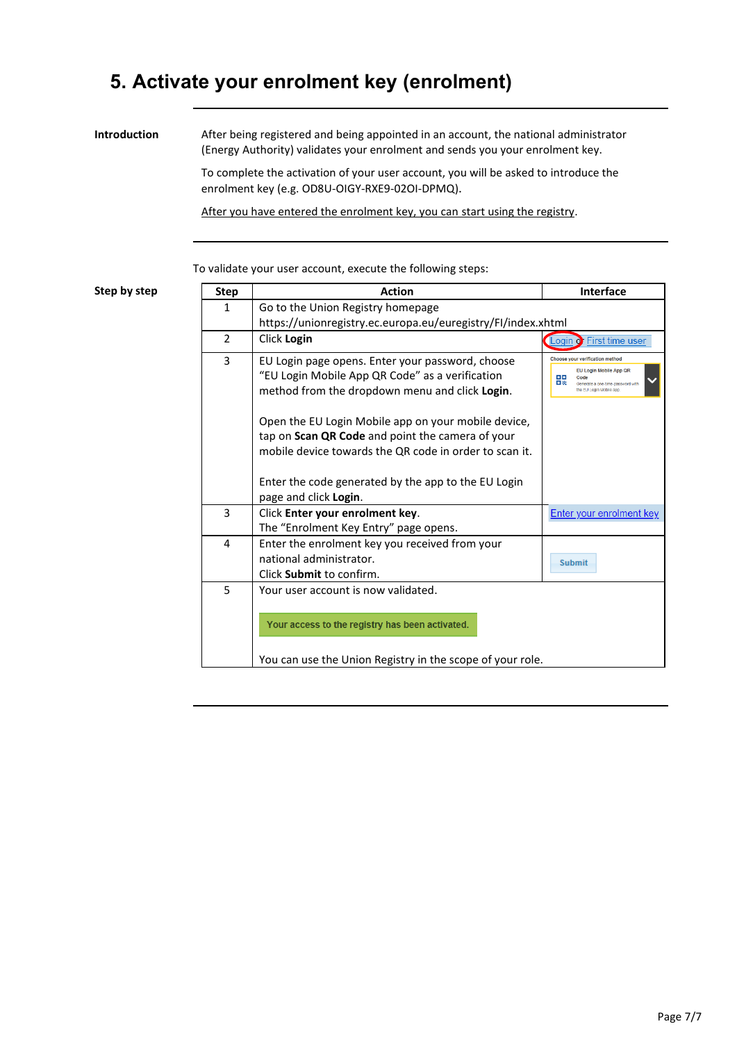# 5. Activate your enrolment key (enrolment)

**Introduction**

After being registered and being appointed in an account, the national administrator (Energy Authority) validates your enrolment and sends you your enrolment key.

To complete the activation of your user account, you will be asked to introduce the enrolment key (e.g. OD8U-OIGY-RXE9-02OI-DPMQ).

After you have entered the enrolment key, you can start using the registry.

To validate your user account, execute the following steps:

**Step by step**

| Step | Action | Interface |
|---|---|---|
| 1 | Go to the Union Registry homepage https://unionregistry.ec.europa.eu/euregistry/FI/index.xhtml | |
| 2 | Click **Login** | Login or First time user |
| 3 | EU Login page opens. Enter your password, choose "EU Login Mobile App QR Code" as a verification method from the dropdown menu and click **Login**.<br><br>Open the EU Login Mobile app on your mobile device, tap on **Scan QR Code** and point the camera of your mobile device towards the QR code in order to scan it.<br><br>Enter the code generated by the app to the EU Login page and click **Login**. | Choose your verification method<br>EU Login Mobile App QR Code<br>Generate a one-time-password with the EU Login Mobile app |
| 3 | Click **Enter your enrolment key**.<br>The "Enrolment Key Entry" page opens. | Enter your enrolment key |
| 4 | Enter the enrolment key you received from your national administrator.<br>Click **Submit** to confirm. | Submit |
| 5 | Your user account is now validated.<br><br>Your access to the registry has been activated.<br><br>You can use the Union Registry in the scope of your role. | |